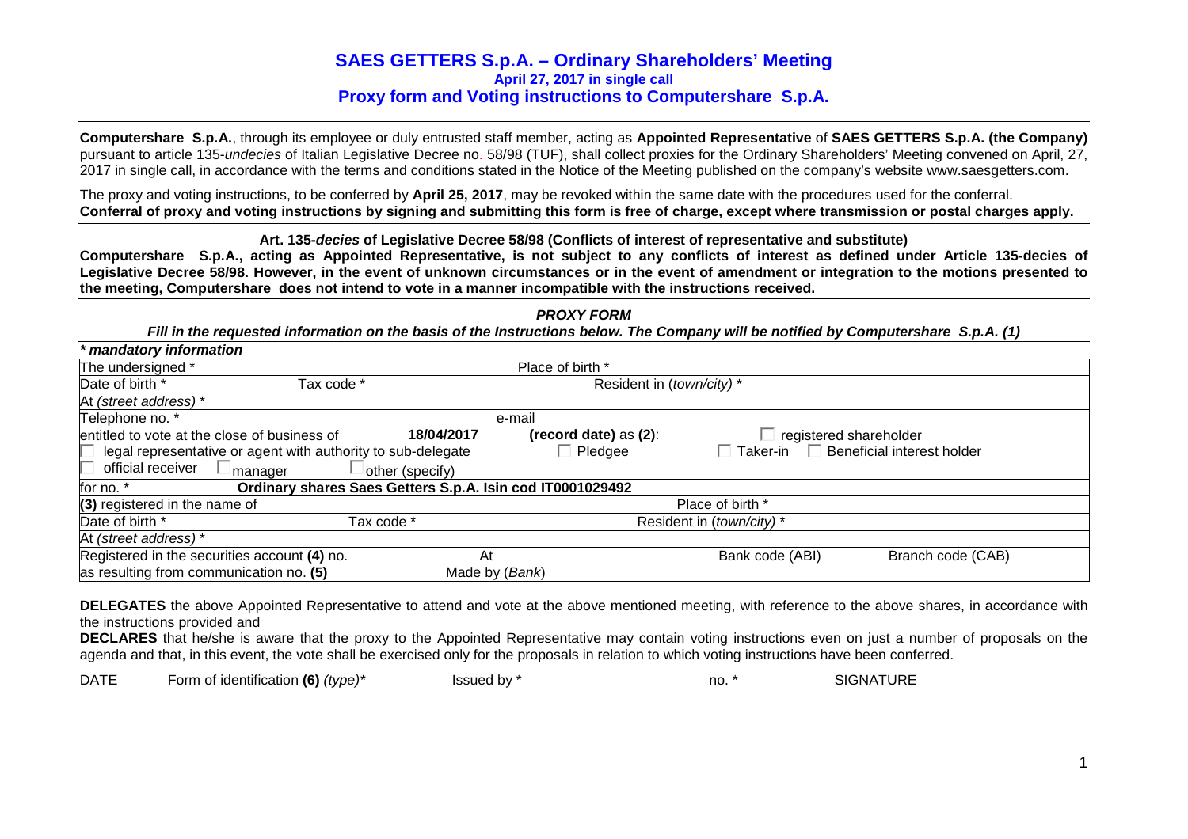# SAES GETTERS S.p.A. – Ordinary Shareholders' Meeting

**April 27, 2017 in single call**

**Proxy form and Voting instructions to Computershare S.p.A.**

**Computershare S.p.A.**, through its employee or duly entrusted staff member, acting as **Appointed Representative** of **SAES GETTERS S.p.A. (the Company)** pursuant to article 135-*undecies* of Italian Legislative Decree no. 58/98 (TUF), shall collect proxies for the Ordinary Shareholders' Meeting convened on April, 27, 2017 in single call, in accordance with the terms and conditions stated in the Notice of the Meeting published on the company's website www.saesgetters.com.

The proxy and voting instructions, to be conferred by **April 25, 2017**, may be revoked within the same date with the procedures used for the conferral.
**Conferral of proxy and voting instructions by signing and submitting this form is free of charge, except where transmission or postal charges apply.**

**Art. 135-*decies* of Legislative Decree 58/98 (Conflicts of interest of representative and substitute)**

**Computershare S.p.A., acting as Appointed Representative, is not subject to any conflicts of interest as defined under Article 135-decies of Legislative Decree 58/98. However, in the event of unknown circumstances or in the event of amendment or integration to the motions presented to the meeting, Computershare does not intend to vote in a manner incompatible with the instructions received.**

***PROXY FORM***

***Fill in the requested information on the basis of the Instructions below. The Company will be notified by Computershare S.p.A. (1)***

***\* mandatory information***

| | | | |
|---|---|---|---|
| The undersigned * | | Place of birth * | |
| Date of birth * | Tax code * | Resident in (*town/city*) * | |
| At (*street address*) * | | | |
| Telephone no. * | | e-mail | |
| entitled to vote at the close of business of | **18/04/2017** | **(record date)** as **(2)**: | ☐ registered shareholder |
| ☐ legal representative or agent with authority to sub-delegate | | ☐ Pledgee | ☐ Taker-in ☐ Beneficial interest holder |
| ☐ official receiver ☐ manager | ☐ other (specify) | | |
| for no. * | **Ordinary shares Saes Getters S.p.A. Isin cod IT0001029492** | | |
| **(3)** registered in the name of | | Place of birth * | |
| Date of birth * | Tax code * | Resident in (*town/city*) * | |
| At (*street address*) * | | | |
| Registered in the securities account **(4)** no. | At | Bank code (ABI) | Branch code (CAB) |
| as resulting from communication no. **(5)** | Made by (*Bank*) | | |

**DELEGATES** the above Appointed Representative to attend and vote at the above mentioned meeting, with reference to the above shares, in accordance with the instructions provided and

**DECLARES** that he/she is aware that the proxy to the Appointed Representative may contain voting instructions even on just a number of proposals on the agenda and that, in this event, the vote shall be exercised only for the proposals in relation to which voting instructions have been conferred.

| DATE | Form of identification **(6)** *(type)** | Issued by * | no. * | SIGNATURE |
|---|---|---|---|---|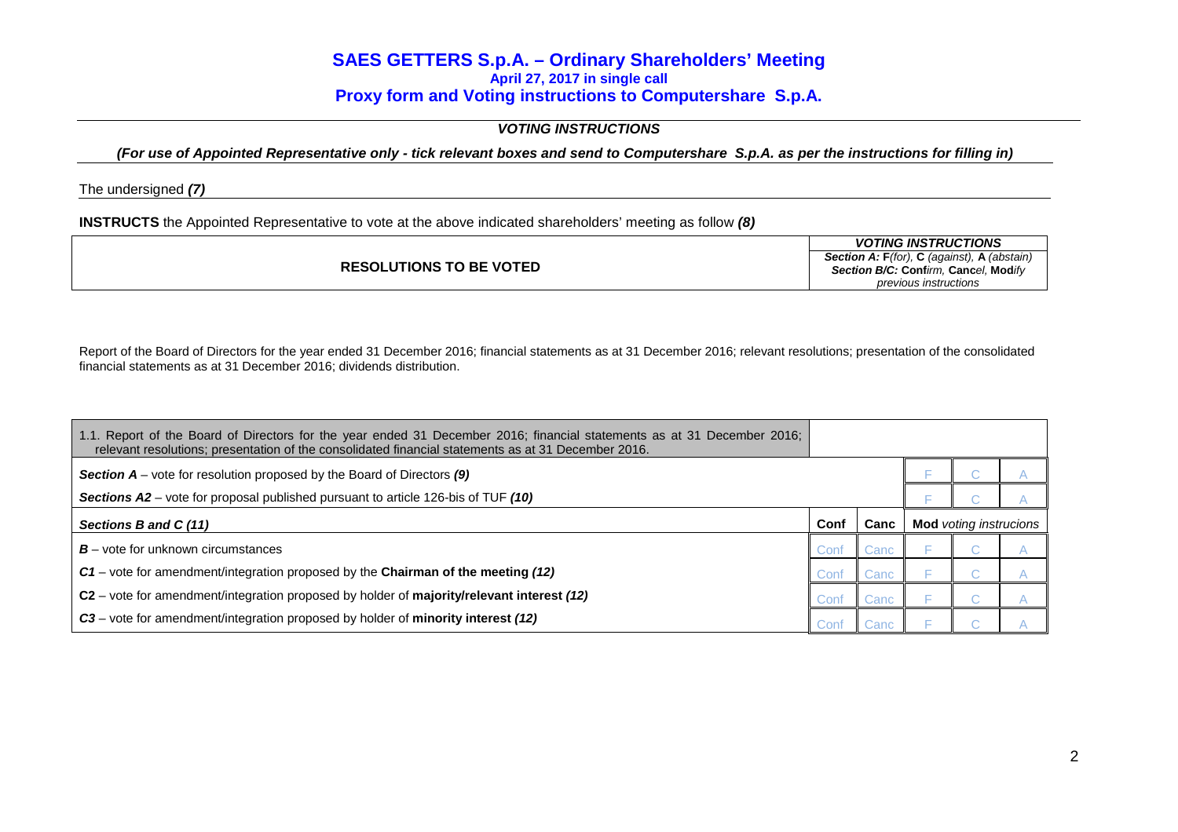## SAES GETTERS S.p.A. – Ordinary Shareholders' Meeting

**April 27, 2017 in single call**

**Proxy form and Voting instructions to Computershare S.p.A.**

***VOTING INSTRUCTIONS***

***(For use of Appointed Representative only - tick relevant boxes and send to Computershare S.p.A. as per the instructions for filling in)***

The undersigned ***(7)***

**INSTRUCTS** the Appointed Representative to vote at the above indicated shareholders' meeting as follow ***(8)***

| RESOLUTIONS TO BE VOTED | *VOTING INSTRUCTIONS* *Section A:* **F***(for)*, **C** *(against)*, **A** *(abstain)* *Section B/C:* **Conf***irm*, **Canc***el*, **Mod***ify previous instructions* |
|---|---|

Report of the Board of Directors for the year ended 31 December 2016; financial statements as at 31 December 2016; relevant resolutions; presentation of the consolidated financial statements as at 31 December 2016; dividends distribution.

| 1.1. Report of the Board of Directors for the year ended 31 December 2016; financial statements as at 31 December 2016; relevant resolutions; presentation of the consolidated financial statements as at 31 December 2016. | | | | | |
|---|---|---|---|---|---|
| ***Section A*** – vote for resolution proposed by the Board of Directors ***(9)*** | | | F | C | A |
| ***Sections A2*** – vote for proposal published pursuant to article 126-bis of TUF ***(10)*** | | | F | C | A |
| ***Sections B and C (11)*** | **Conf** | **Canc** | **Mod** *voting instrucions* | | |
| ***B*** – vote for unknown circumstances | Conf | Canc | F | C | A |
| ***C1*** – vote for amendment/integration proposed by the **Chairman of the meeting** ***(12)*** | Conf | Canc | F | C | A |
| **C2** – vote for amendment/integration proposed by holder of **majority/relevant interest** ***(12)*** | Conf | Canc | F | C | A |
| ***C3*** – vote for amendment/integration proposed by holder of **minority interest** ***(12)*** | Conf | Canc | F | C | A |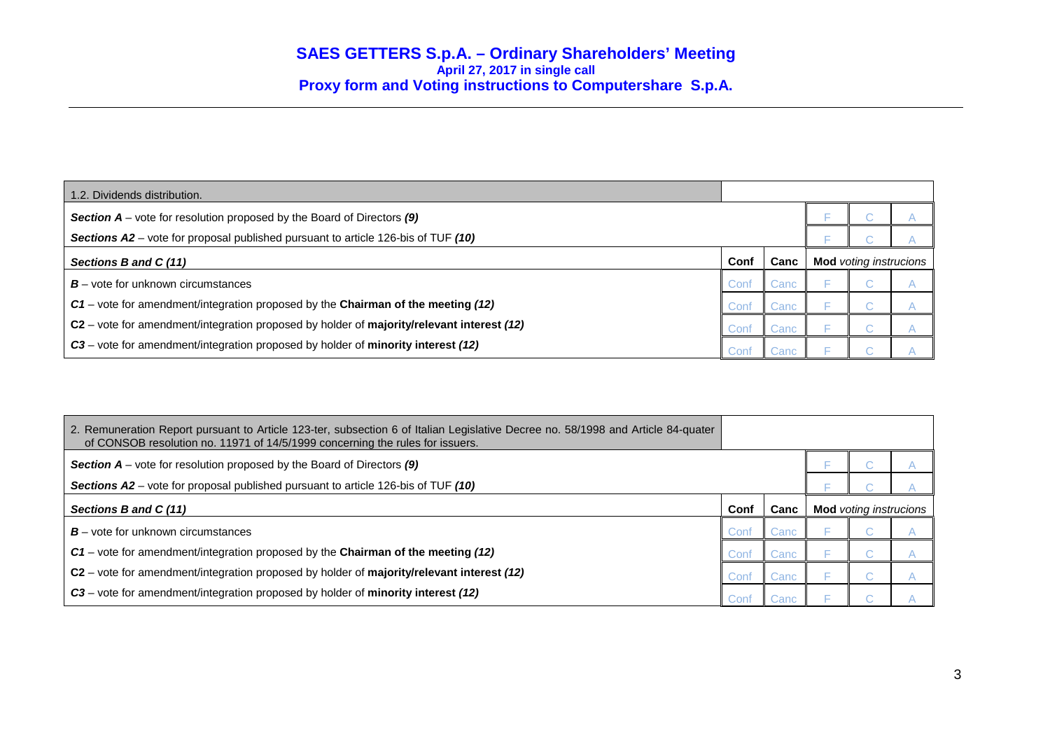# SAES GETTERS S.p.A. – Ordinary Shareholders' Meeting

**April 27, 2017 in single call**

**Proxy form and Voting instructions to Computershare S.p.A.**

| 1.2. Dividends distribution. | | | | | |
|---|---|---|---|---|---|
| ***Section A*** – vote for resolution proposed by the Board of Directors ***(9)*** | | | F | C | A |
| ***Sections A2*** – vote for proposal published pursuant to article 126-bis of TUF ***(10)*** | | | F | C | A |
| ***Sections B and C (11)*** | **Conf** | **Canc** | **Mod** *voting instrucions* | | |
| ***B*** – vote for unknown circumstances | Conf | Canc | F | C | A |
| ***C1*** – vote for amendment/integration proposed by the **Chairman of the meeting *(12)*** | Conf | Canc | F | C | A |
| **C2** – vote for amendment/integration proposed by holder of **majority/relevant interest *(12)*** | Conf | Canc | F | C | A |
| ***C3*** – vote for amendment/integration proposed by holder of **minority interest *(12)*** | Conf | Canc | F | C | A |

| 2. Remuneration Report pursuant to Article 123-ter, subsection 6 of Italian Legislative Decree no. 58/1998 and Article 84-quater of CONSOB resolution no. 11971 of 14/5/1999 concerning the rules for issuers. | | | | | |
|---|---|---|---|---|---|
| ***Section A*** – vote for resolution proposed by the Board of Directors ***(9)*** | | | F | C | A |
| ***Sections A2*** – vote for proposal published pursuant to article 126-bis of TUF ***(10)*** | | | F | C | A |
| ***Sections B and C (11)*** | **Conf** | **Canc** | **Mod** *voting instrucions* | | |
| ***B*** – vote for unknown circumstances | Conf | Canc | F | C | A |
| ***C1*** – vote for amendment/integration proposed by the **Chairman of the meeting *(12)*** | Conf | Canc | F | C | A |
| **C2** – vote for amendment/integration proposed by holder of **majority/relevant interest *(12)*** | Conf | Canc | F | C | A |
| ***C3*** – vote for amendment/integration proposed by holder of **minority interest *(12)*** | Conf | Canc | F | C | A |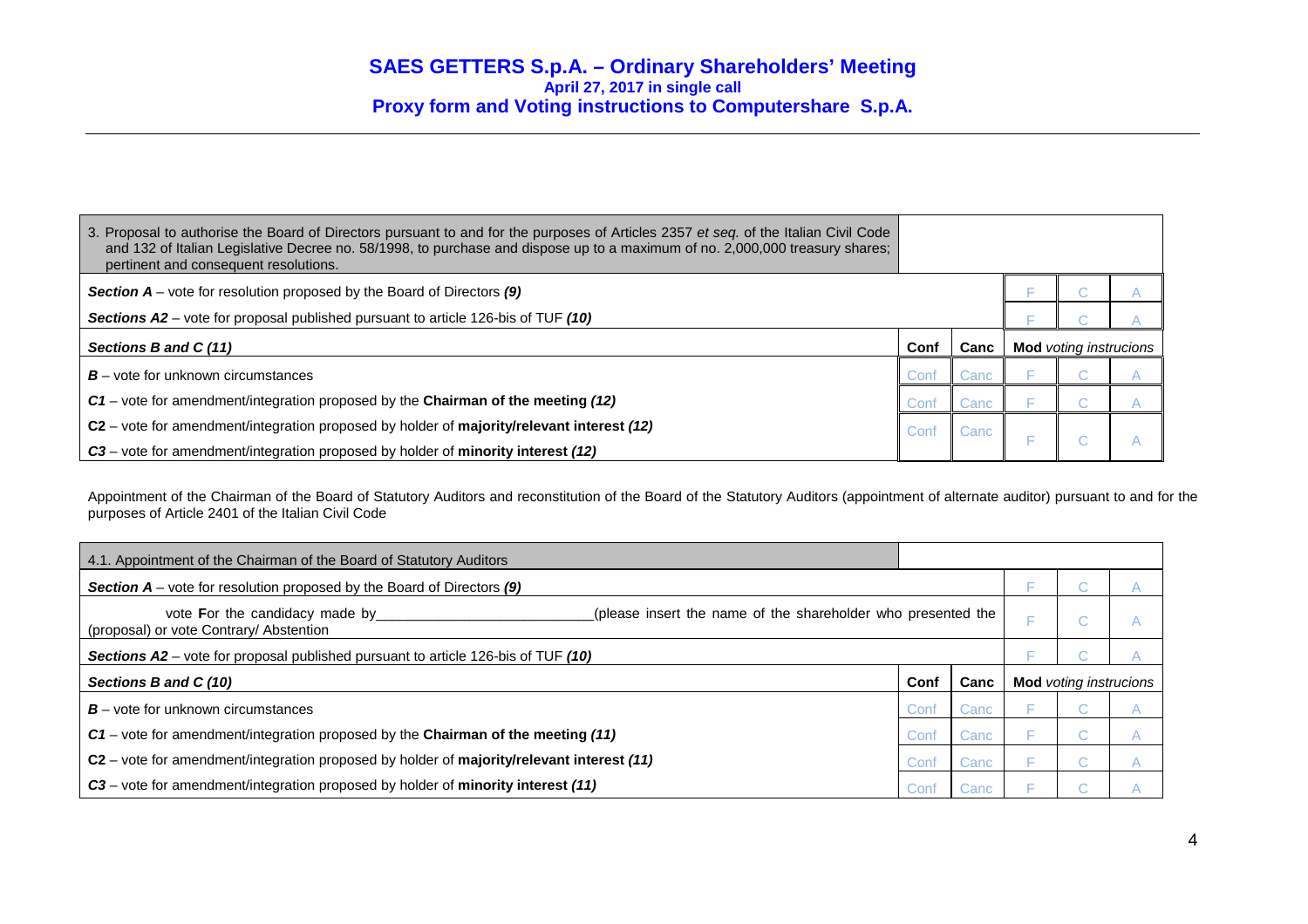# SAES GETTERS S.p.A. – Ordinary Shareholders' Meeting

**April 27, 2017 in single call**

**Proxy form and Voting instructions to Computershare S.p.A.**

| 3. Proposal to authorise the Board of Directors pursuant to and for the purposes of Articles 2357 *et seq.* of the Italian Civil Code and 132 of Italian Legislative Decree no. 58/1998, to purchase and dispose up to a maximum of no. 2,000,000 treasury shares; pertinent and consequent resolutions. | | | | | |
|---|---|---|---|---|---|
| ***Section A*** – vote for resolution proposed by the Board of Directors ***(9)*** | | | F | C | A |
| ***Sections A2*** – vote for proposal published pursuant to article 126-bis of TUF ***(10)*** | | | F | C | A |
| ***Sections B and C (11)*** | **Conf** | **Canc** | **Mod** *voting instrucions* | | |
| ***B*** – vote for unknown circumstances | Conf | Canc | F | C | A |
| ***C1*** – vote for amendment/integration proposed by the **Chairman of the meeting** ***(12)*** | Conf | Canc | F | C | A |
| **C2** – vote for amendment/integration proposed by holder of **majority/relevant interest** ***(12)*** <br> ***C3*** – vote for amendment/integration proposed by holder of **minority interest** ***(12)*** | Conf | Canc | F | C | A |

Appointment of the Chairman of the Board of Statutory Auditors and reconstitution of the Board of the Statutory Auditors (appointment of alternate auditor) pursuant to and for the purposes of Article 2401 of the Italian Civil Code

| 4.1. Appointment of the Chairman of the Board of Statutory Auditors | | | | | |
|---|---|---|---|---|---|
| ***Section A*** – vote for resolution proposed by the Board of Directors ***(9)*** | | | F | C | A |
| vote **F**or the candidacy made by\_\_\_\_\_\_\_\_\_\_\_\_\_\_\_\_\_\_\_\_\_\_\_\_\_\_(please insert the name of the shareholder who presented the (proposal) or vote Contrary/ Abstention | | | F | C | A |
| ***Sections A2*** – vote for proposal published pursuant to article 126-bis of TUF ***(10)*** | | | F | C | A |
| ***Sections B and C (10)*** | **Conf** | **Canc** | **Mod** *voting instrucions* | | |
| ***B*** – vote for unknown circumstances | Conf | Canc | F | C | A |
| ***C1*** – vote for amendment/integration proposed by the **Chairman of the meeting** ***(11)*** | Conf | Canc | F | C | A |
| **C2** – vote for amendment/integration proposed by holder of **majority/relevant interest** ***(11)*** | Conf | Canc | F | C | A |
| ***C3*** – vote for amendment/integration proposed by holder of **minority interest** ***(11)*** | Conf | Canc | F | C | A |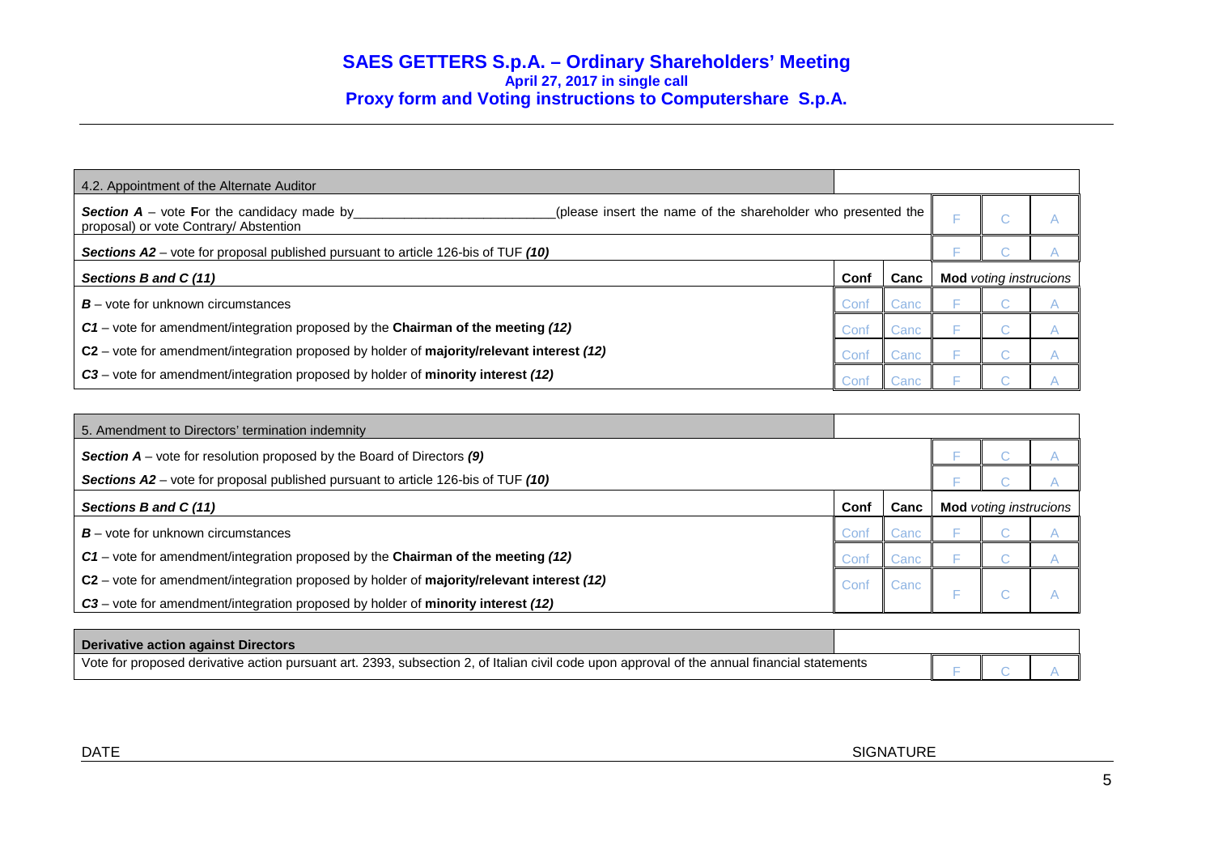# SAES GETTERS S.p.A. – Ordinary Shareholders' Meeting
**April 27, 2017 in single call**
**Proxy form and Voting instructions to Computershare S.p.A.**

| 4.2. Appointment of the Alternate Auditor | | | | | |
|---|---|---|---|---|---|
| ***Section A*** – vote **F**or the candidacy made by___________________________(please insert the name of the shareholder who presented the proposal) or vote Contrary/ Abstention | | | F | C | A |
| ***Sections A2*** – vote for proposal published pursuant to article 126-bis of TUF ***(10)*** | | | F | C | A |
| ***Sections B and C (11)*** | **Conf** | **Canc** | **Mod** *voting instrucions* | | |
| ***B*** – vote for unknown circumstances | Conf | Canc | F | C | A |
| ***C1*** – vote for amendment/integration proposed by the **Chairman of the meeting *(12)*** | Conf | Canc | F | C | A |
| **C2** – vote for amendment/integration proposed by holder of **majority/relevant interest *(12)*** | Conf | Canc | F | C | A |
| ***C3*** – vote for amendment/integration proposed by holder of **minority interest *(12)*** | Conf | Canc | F | C | A |

| 5. Amendment to Directors' termination indemnity | | | | | |
|---|---|---|---|---|---|
| ***Section A*** – vote for resolution proposed by the Board of Directors ***(9)*** | | | F | C | A |
| ***Sections A2*** – vote for proposal published pursuant to article 126-bis of TUF ***(10)*** | | | F | C | A |
| ***Sections B and C (11)*** | **Conf** | **Canc** | **Mod** *voting instrucions* | | |
| ***B*** – vote for unknown circumstances | Conf | Canc | F | C | A |
| ***C1*** – vote for amendment/integration proposed by the **Chairman of the meeting *(12)*** | Conf | Canc | F | C | A |
| **C2** – vote for amendment/integration proposed by holder of **majority/relevant interest *(12)***<br>***C3*** – vote for amendment/integration proposed by holder of **minority interest *(12)*** | Conf | Canc | F | C | A |

| **Derivative action against Directors** | | | |
|---|---|---|---|
| Vote for proposed derivative action pursuant art. 2393, subsection 2, of Italian civil code upon approval of the annual financial statements | F | C | A |

DATE SIGNATURE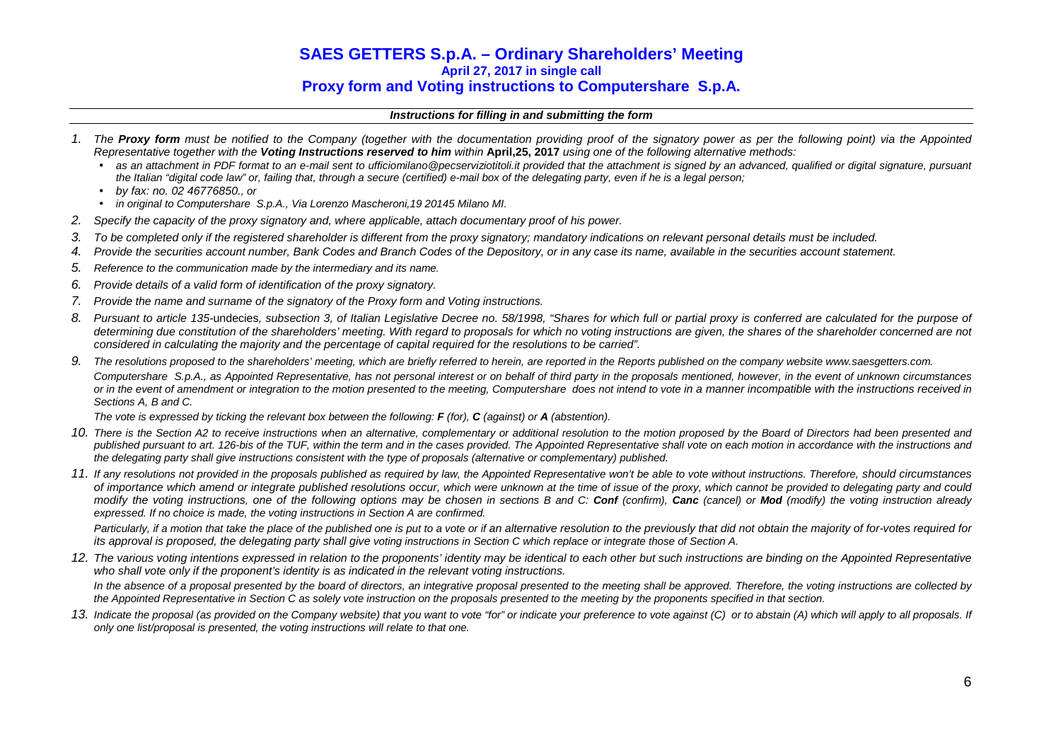# SAES GETTERS S.p.A. – Ordinary Shareholders' Meeting

**April 27, 2017 in single call**

## Proxy form and Voting instructions to Computershare S.p.A.

***Instructions for filling in and submitting the form***

1. *The **Proxy form** must be notified to the Company (together with the documentation providing proof of the signatory power as per the following point) via the Appointed Representative together with the **Voting Instructions reserved to him** within* **April,25, 2017** *using one of the following alternative methods:*
   - *as an attachment in PDF format to an e-mail sent to ufficiomilano@pecserviziotitoli.it provided that the attachment is signed by an advanced, qualified or digital signature, pursuant the Italian "digital code law" or, failing that, through a secure (certified) e-mail box of the delegating party, even if he is a legal person;*
   - *by fax: no. 02 46776850., or*
   - *in original to Computershare S.p.A., Via Lorenzo Mascheroni,19 20145 Milano MI.*
2. *Specify the capacity of the proxy signatory and, where applicable, attach documentary proof of his power.*
3. *To be completed only if the registered shareholder is different from the proxy signatory; mandatory indications on relevant personal details must be included.*
4. *Provide the securities account number, Bank Codes and Branch Codes of the Depository, or in any case its name, available in the securities account statement.*
5. *Reference to the communication made by the intermediary and its name.*
6. *Provide details of a valid form of identification of the proxy signatory.*
7. *Provide the name and surname of the signatory of the Proxy form and Voting instructions.*
8. *Pursuant to article 135-*undecies*, subsection 3, of Italian Legislative Decree no. 58/1998, "Shares for which full or partial proxy is conferred are calculated for the purpose of determining due constitution of the shareholders' meeting. With regard to proposals for which no voting instructions are given, the shares of the shareholder concerned are not considered in calculating the majority and the percentage of capital required for the resolutions to be carried".*
9. *The resolutions proposed to the shareholders' meeting, which are briefly referred to herein, are reported in the Reports published on the company website www.saesgetters.com.*

   *Computershare S.p.A., as Appointed Representative, has not personal interest or on behalf of third party in the proposals mentioned, however, in the event of unknown circumstances or in the event of amendment or integration to the motion presented to the meeting, Computershare does not intend to vote in a manner incompatible with the instructions received in Sections A, B and C.*

   *The vote is expressed by ticking the relevant box between the following: **F** (for), **C** (against) or **A** (abstention).*
10. *There is the Section A2 to receive instructions when an alternative, complementary or additional resolution to the motion proposed by the Board of Directors had been presented and published pursuant to art. 126-bis of the TUF, within the term and in the cases provided. The Appointed Representative shall vote on each motion in accordance with the instructions and the delegating party shall give instructions consistent with the type of proposals (alternative or complementary) published.*
11. *If any resolutions not provided in the proposals published as required by law, the Appointed Representative won't be able to vote without instructions. Therefore, should circumstances of importance which amend or integrate published resolutions occur, which were unknown at the time of issue of the proxy, which cannot be provided to delegating party and could modify the voting instructions, one of the following options may be chosen in sections B and C: **Conf** (confirm), **Canc** (cancel) or **Mod** (modify) the voting instruction already expressed. If no choice is made, the voting instructions in Section A are confirmed.*

   *Particularly, if a motion that take the place of the published one is put to a vote or if an alternative resolution to the previously that did not obtain the majority of for-votes required for its approval is proposed, the delegating party shall give voting instructions in Section C which replace or integrate those of Section A.*
12. *The various voting intentions expressed in relation to the proponents' identity may be identical to each other but such instructions are binding on the Appointed Representative who shall vote only if the proponent's identity is as indicated in the relevant voting instructions.*

    *In the absence of a proposal presented by the board of directors, an integrative proposal presented to the meeting shall be approved. Therefore, the voting instructions are collected by the Appointed Representative in Section C as solely vote instruction on the proposals presented to the meeting by the proponents specified in that section.*
13. *Indicate the proposal (as provided on the Company website) that you want to vote "for" or indicate your preference to vote against (C) or to abstain (A) which will apply to all proposals. If only one list/proposal is presented, the voting instructions will relate to that one.*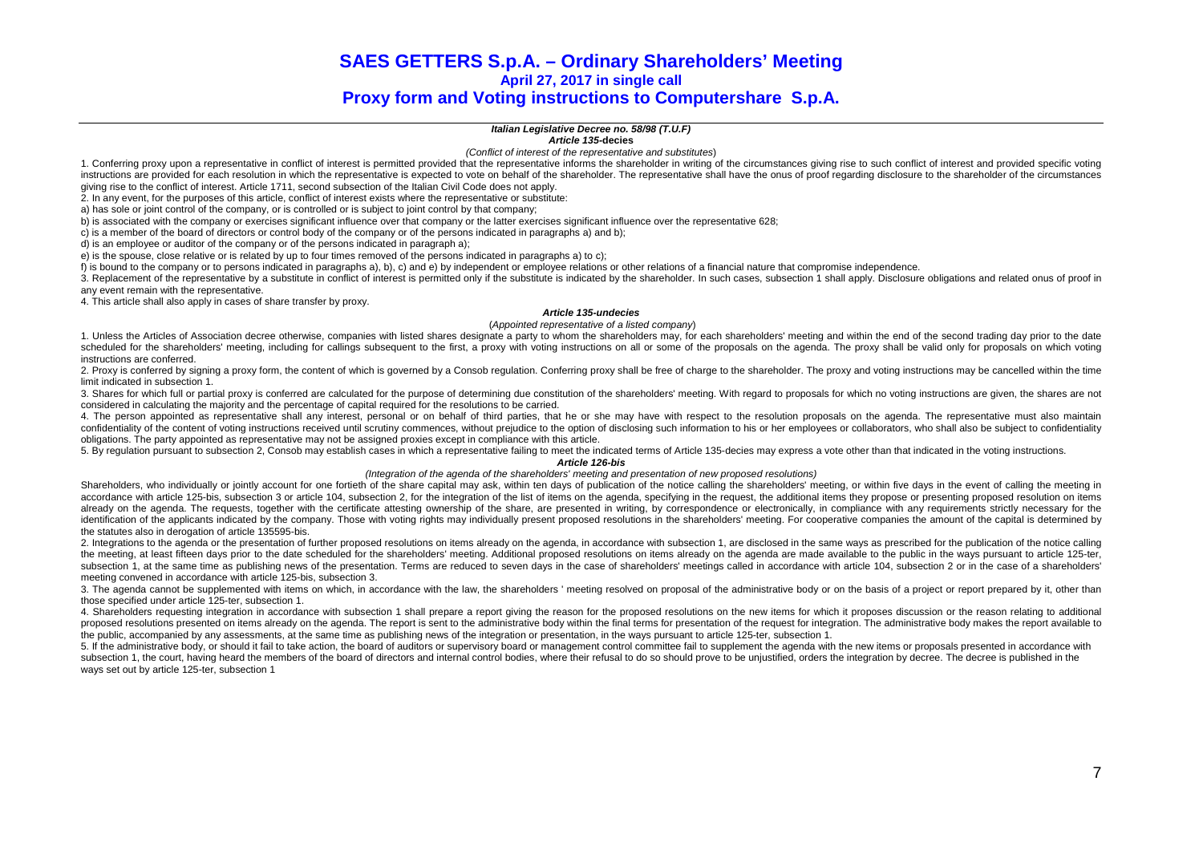# SAES GETTERS S.p.A. – Ordinary Shareholders' Meeting

**April 27, 2017 in single call**

**Proxy form and Voting instructions to Computershare S.p.A.**

***Italian Legislative Decree no. 58/98 (T.U.F)***

***Article 135*-decies**

*(Conflict of interest of the representative and substitutes*)

1. Conferring proxy upon a representative in conflict of interest is permitted provided that the representative informs the shareholder in writing of the circumstances giving rise to such conflict of interest and provided specific voting instructions are provided for each resolution in which the representative is expected to vote on behalf of the shareholder. The representative shall have the onus of proof regarding disclosure to the shareholder of the circumstances giving rise to the conflict of interest. Article 1711, second subsection of the Italian Civil Code does not apply.

2. In any event, for the purposes of this article, conflict of interest exists where the representative or substitute:

a) has sole or joint control of the company, or is controlled or is subject to joint control by that company;

b) is associated with the company or exercises significant influence over that company or the latter exercises significant influence over the representative 628;

c) is a member of the board of directors or control body of the company or of the persons indicated in paragraphs a) and b);

d) is an employee or auditor of the company or of the persons indicated in paragraph a);

e) is the spouse, close relative or is related by up to four times removed of the persons indicated in paragraphs a) to c);

f) is bound to the company or to persons indicated in paragraphs a), b), c) and e) by independent or employee relations or other relations of a financial nature that compromise independence.

3. Replacement of the representative by a substitute in conflict of interest is permitted only if the substitute is indicated by the shareholder. In such cases, subsection 1 shall apply. Disclosure obligations and related onus of proof in any event remain with the representative.

4. This article shall also apply in cases of share transfer by proxy.

***Article 135-undecies***

(*Appointed representative of a listed company*)

1. Unless the Articles of Association decree otherwise, companies with listed shares designate a party to whom the shareholders may, for each shareholders' meeting and within the end of the second trading day prior to the date scheduled for the shareholders' meeting, including for callings subsequent to the first, a proxy with voting instructions on all or some of the proposals on the agenda. The proxy shall be valid only for proposals on which voting instructions are conferred.

2. Proxy is conferred by signing a proxy form, the content of which is governed by a Consob regulation. Conferring proxy shall be free of charge to the shareholder. The proxy and voting instructions may be cancelled within the time limit indicated in subsection 1.

3. Shares for which full or partial proxy is conferred are calculated for the purpose of determining due constitution of the shareholders' meeting. With regard to proposals for which no voting instructions are given, the shares are not considered in calculating the majority and the percentage of capital required for the resolutions to be carried.

4. The person appointed as representative shall any interest, personal or on behalf of third parties, that he or she may have with respect to the resolution proposals on the agenda. The representative must also maintain confidentiality of the content of voting instructions received until scrutiny commences, without prejudice to the option of disclosing such information to his or her employees or collaborators, who shall also be subject to confidentiality obligations. The party appointed as representative may not be assigned proxies except in compliance with this article.

5. By regulation pursuant to subsection 2, Consob may establish cases in which a representative failing to meet the indicated terms of Article 135-decies may express a vote other than that indicated in the voting instructions.

***Article 126-bis***

*(Integration of the agenda of the shareholders' meeting and presentation of new proposed resolutions)*

Shareholders, who individually or jointly account for one fortieth of the share capital may ask, within ten days of publication of the notice calling the shareholders' meeting, or within five days in the event of calling the meeting in accordance with article 125-bis, subsection 3 or article 104, subsection 2, for the integration of the list of items on the agenda, specifying in the request, the additional items they propose or presenting proposed resolution on items already on the agenda. The requests, together with the certificate attesting ownership of the share, are presented in writing, by correspondence or electronically, in compliance with any requirements strictly necessary for the identification of the applicants indicated by the company. Those with voting rights may individually present proposed resolutions in the shareholders' meeting. For cooperative companies the amount of the capital is determined by the statutes also in derogation of article 135595-bis.

2. Integrations to the agenda or the presentation of further proposed resolutions on items already on the agenda, in accordance with subsection 1, are disclosed in the same ways as prescribed for the publication of the notice calling the meeting, at least fifteen days prior to the date scheduled for the shareholders' meeting. Additional proposed resolutions on items already on the agenda are made available to the public in the ways pursuant to article 125-ter, subsection 1, at the same time as publishing news of the presentation. Terms are reduced to seven days in the case of shareholders' meetings called in accordance with article 104, subsection 2 or in the case of a shareholders' meeting convened in accordance with article 125-bis, subsection 3.

3. The agenda cannot be supplemented with items on which, in accordance with the law, the shareholders ' meeting resolved on proposal of the administrative body or on the basis of a project or report prepared by it, other than those specified under article 125-ter, subsection 1.

4. Shareholders requesting integration in accordance with subsection 1 shall prepare a report giving the reason for the proposed resolutions on the new items for which it proposes discussion or the reason relating to additional proposed resolutions presented on items already on the agenda. The report is sent to the administrative body within the final terms for presentation of the request for integration. The administrative body makes the report available to the public, accompanied by any assessments, at the same time as publishing news of the integration or presentation, in the ways pursuant to article 125-ter, subsection 1.

5. If the administrative body, or should it fail to take action, the board of auditors or supervisory board or management control committee fail to supplement the agenda with the new items or proposals presented in accordance with subsection 1, the court, having heard the members of the board of directors and internal control bodies, where their refusal to do so should prove to be unjustified, orders the integration by decree. The decree is published in the ways set out by article 125-ter, subsection 1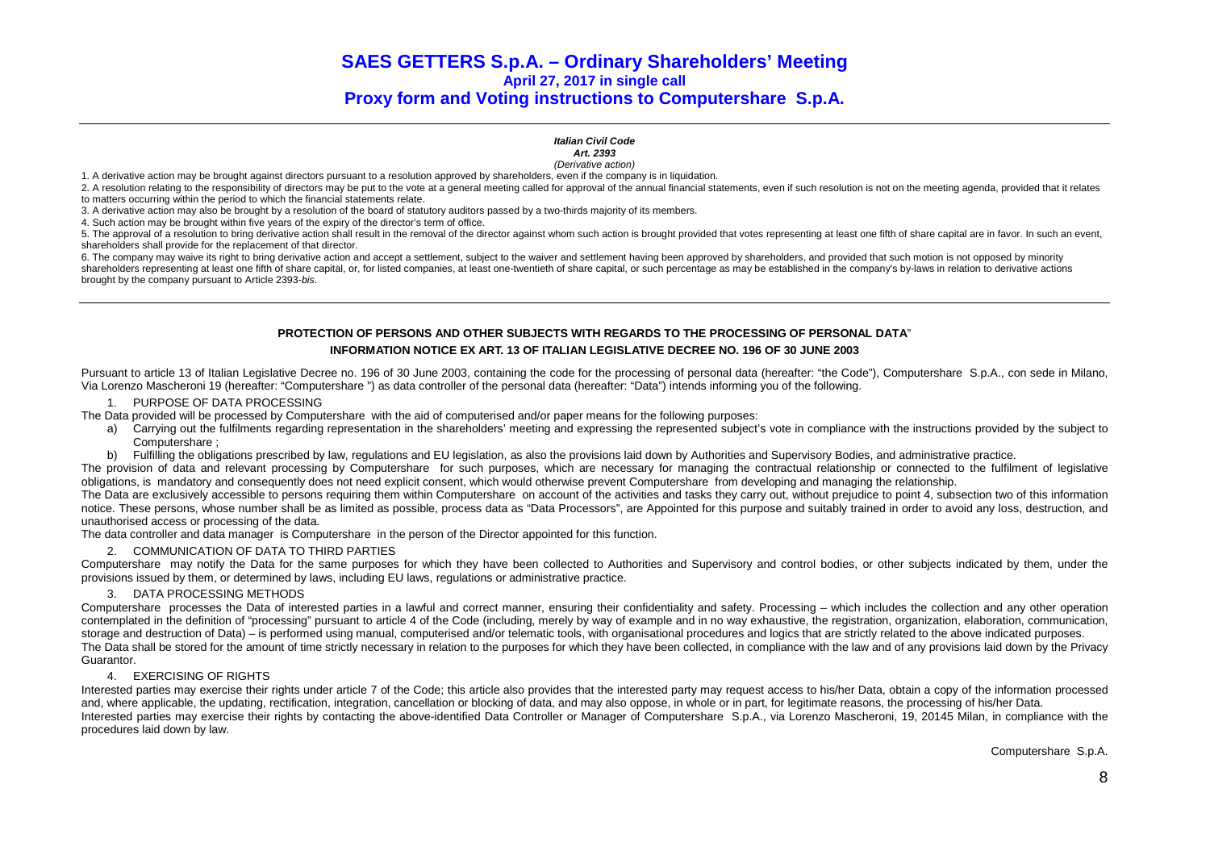# SAES GETTERS S.p.A. – Ordinary Shareholders' Meeting

## April 27, 2017 in single call

## Proxy form and Voting instructions to Computershare S.p.A.

---

***Italian Civil Code***
***Art. 2393***
*(Derivative action)*

1. A derivative action may be brought against directors pursuant to a resolution approved by shareholders, even if the company is in liquidation.

2. A resolution relating to the responsibility of directors may be put to the vote at a general meeting called for approval of the annual financial statements, even if such resolution is not on the meeting agenda, provided that it relates to matters occurring within the period to which the financial statements relate.

3. A derivative action may also be brought by a resolution of the board of statutory auditors passed by a two-thirds majority of its members.

4. Such action may be brought within five years of the expiry of the director's term of office.

5. The approval of a resolution to bring derivative action shall result in the removal of the director against whom such action is brought provided that votes representing at least one fifth of share capital are in favor. In such an event, shareholders shall provide for the replacement of that director.

6. The company may waive its right to bring derivative action and accept a settlement, subject to the waiver and settlement having been approved by shareholders, and provided that such motion is not opposed by minority shareholders representing at least one fifth of share capital, or, for listed companies, at least one-twentieth of share capital, or such percentage as may be established in the company's by-laws in relation to derivative actions brought by the company pursuant to Article 2393-*bis*.

---

**PROTECTION OF PERSONS AND OTHER SUBJECTS WITH REGARDS TO THE PROCESSING OF PERSONAL DATA"**

**INFORMATION NOTICE EX ART. 13 OF ITALIAN LEGISLATIVE DECREE NO. 196 OF 30 JUNE 2003**

Pursuant to article 13 of Italian Legislative Decree no. 196 of 30 June 2003, containing the code for the processing of personal data (hereafter: "the Code"), Computershare S.p.A., con sede in Milano, Via Lorenzo Mascheroni 19 (hereafter: "Computershare ") as data controller of the personal data (hereafter: "Data") intends informing you of the following.

1. PURPOSE OF DATA PROCESSING

The Data provided will be processed by Computershare with the aid of computerised and/or paper means for the following purposes:

a) Carrying out the fulfilments regarding representation in the shareholders' meeting and expressing the represented subject's vote in compliance with the instructions provided by the subject to Computershare ;

b) Fulfilling the obligations prescribed by law, regulations and EU legislation, as also the provisions laid down by Authorities and Supervisory Bodies, and administrative practice.

The provision of data and relevant processing by Computershare for such purposes, which are necessary for managing the contractual relationship or connected to the fulfilment of legislative obligations, is mandatory and consequently does not need explicit consent, which would otherwise prevent Computershare from developing and managing the relationship.

The Data are exclusively accessible to persons requiring them within Computershare on account of the activities and tasks they carry out, without prejudice to point 4, subsection two of this information notice. These persons, whose number shall be as limited as possible, process data as "Data Processors", are Appointed for this purpose and suitably trained in order to avoid any loss, destruction, and unauthorised access or processing of the data.

The data controller and data manager is Computershare in the person of the Director appointed for this function.

2. COMMUNICATION OF DATA TO THIRD PARTIES

Computershare may notify the Data for the same purposes for which they have been collected to Authorities and Supervisory and control bodies, or other subjects indicated by them, under the provisions issued by them, or determined by laws, including EU laws, regulations or administrative practice.

3. DATA PROCESSING METHODS

Computershare processes the Data of interested parties in a lawful and correct manner, ensuring their confidentiality and safety. Processing – which includes the collection and any other operation contemplated in the definition of "processing" pursuant to article 4 of the Code (including, merely by way of example and in no way exhaustive, the registration, organization, elaboration, communication, storage and destruction of Data) – is performed using manual, computerised and/or telematic tools, with organisational procedures and logics that are strictly related to the above indicated purposes.

The Data shall be stored for the amount of time strictly necessary in relation to the purposes for which they have been collected, in compliance with the law and of any provisions laid down by the Privacy Guarantor.

4. EXERCISING OF RIGHTS

Interested parties may exercise their rights under article 7 of the Code; this article also provides that the interested party may request access to his/her Data, obtain a copy of the information processed and, where applicable, the updating, rectification, integration, cancellation or blocking of data, and may also oppose, in whole or in part, for legitimate reasons, the processing of his/her Data.

Interested parties may exercise their rights by contacting the above-identified Data Controller or Manager of Computershare S.p.A., via Lorenzo Mascheroni, 19, 20145 Milan, in compliance with the procedures laid down by law.

Computershare S.p.A.